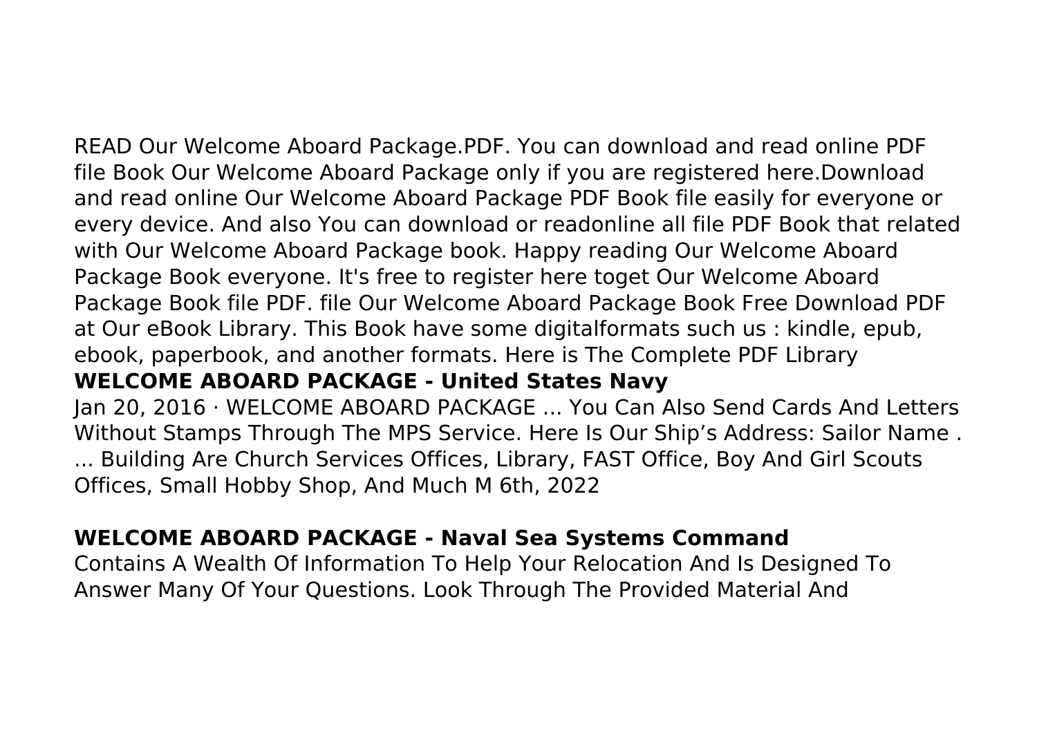READ Our Welcome Aboard Package.PDF. You can download and read online PDF file Book Our Welcome Aboard Package only if you are registered here.Download and read online Our Welcome Aboard Package PDF Book file easily for everyone or every device. And also You can download or readonline all file PDF Book that related with Our Welcome Aboard Package book. Happy reading Our Welcome Aboard Package Book everyone. It's free to register here toget Our Welcome Aboard Package Book file PDF. file Our Welcome Aboard Package Book Free Download PDF at Our eBook Library. This Book have some digitalformats such us : kindle, epub, ebook, paperbook, and another formats. Here is The Complete PDF Library

## WELCOME ABOARD PACKAGE - United States Navy

Jan 20, 2016 · WELCOME ABOARD PACKAGE ... You Can Also Send Cards And Letters Without Stamps Through The MPS Service. Here Is Our Ship's Address: Sailor Name . ... Building Are Church Services Offices, Library, FAST Office, Boy And Girl Scouts Offices, Small Hobby Shop, And Much M 6th, 2022

## WELCOME ABOARD PACKAGE - Naval Sea Systems Command

Contains A Wealth Of Information To Help Your Relocation And Is Designed To Answer Many Of Your Questions. Look Through The Provided Material And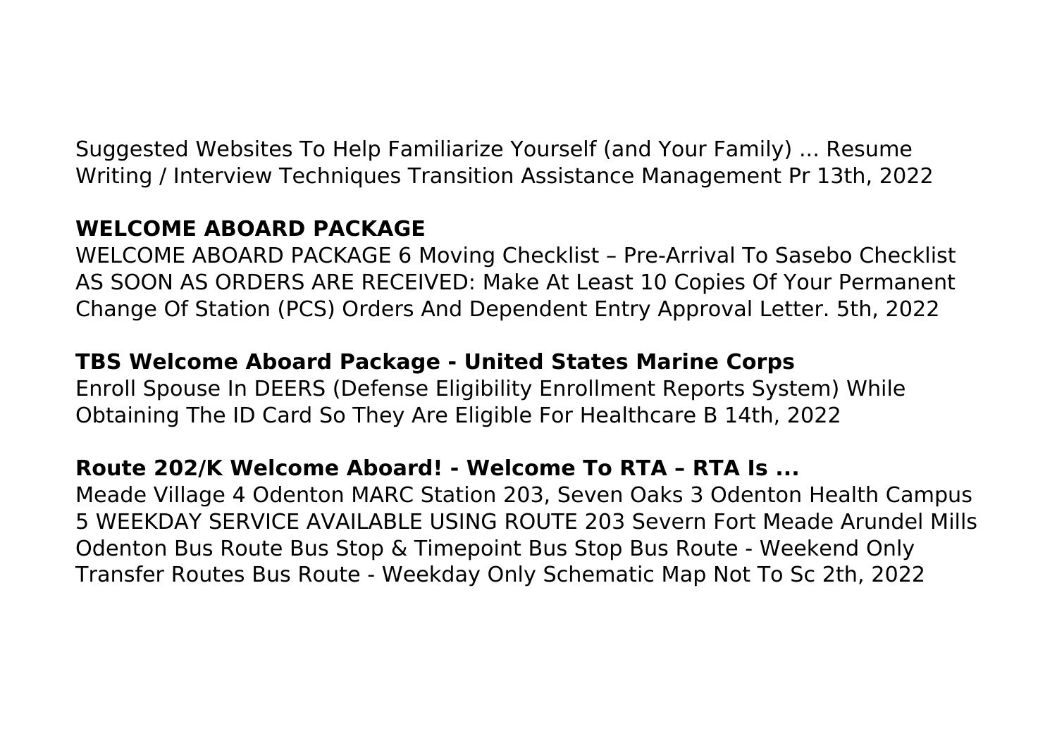Suggested Websites To Help Familiarize Yourself (and Your Family) ... Resume Writing / Interview Techniques Transition Assistance Management Pr 13th, 2022

## WELCOME ABOARD PACKAGE

WELCOME ABOARD PACKAGE 6 Moving Checklist – Pre-Arrival To Sasebo Checklist AS SOON AS ORDERS ARE RECEIVED: Make At Least 10 Copies Of Your Permanent Change Of Station (PCS) Orders And Dependent Entry Approval Letter. 5th, 2022

## TBS Welcome Aboard Package - United States Marine Corps

Enroll Spouse In DEERS (Defense Eligibility Enrollment Reports System) While Obtaining The ID Card So They Are Eligible For Healthcare B 14th, 2022

## Route 202/K Welcome Aboard! - Welcome To RTA – RTA Is ...

Meade Village 4 Odenton MARC Station 203, Seven Oaks 3 Odenton Health Campus 5 WEEKDAY SERVICE AVAILABLE USING ROUTE 203 Severn Fort Meade Arundel Mills Odenton Bus Route Bus Stop & Timepoint Bus Stop Bus Route - Weekend Only Transfer Routes Bus Route - Weekday Only Schematic Map Not To Sc 2th, 2022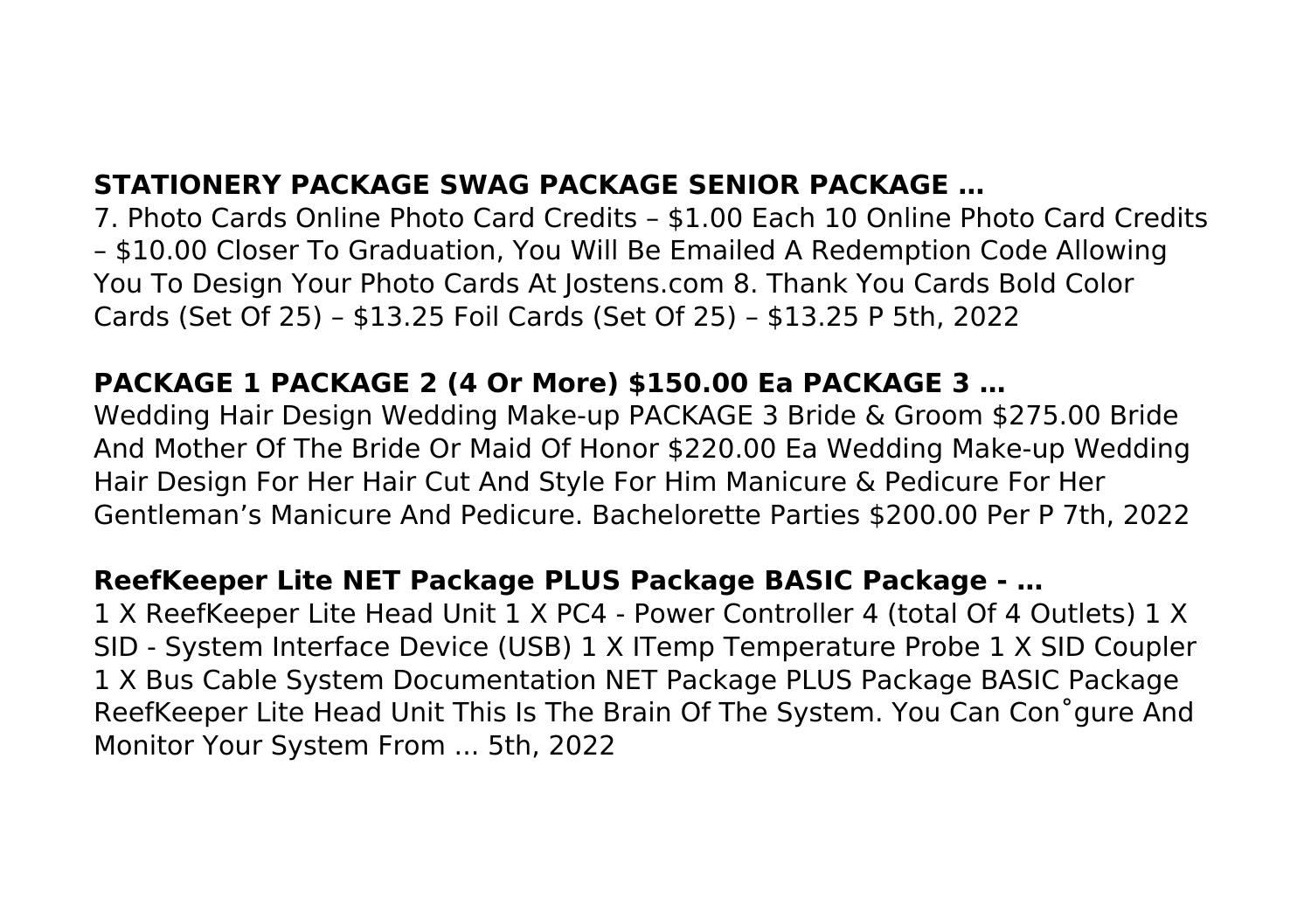**STATIONERY PACKAGE SWAG PACKAGE SENIOR PACKAGE …**

7. Photo Cards Online Photo Card Credits – $1.00 Each 10 Online Photo Card Credits – $10.00 Closer To Graduation, You Will Be Emailed A Redemption Code Allowing You To Design Your Photo Cards At Jostens.com 8. Thank You Cards Bold Color Cards (Set Of 25) – $13.25 Foil Cards (Set Of 25) – $13.25 P 5th, 2022

**PACKAGE 1 PACKAGE 2 (4 Or More) $150.00 Ea PACKAGE 3 …**

Wedding Hair Design Wedding Make-up PACKAGE 3 Bride & Groom $275.00 Bride And Mother Of The Bride Or Maid Of Honor $220.00 Ea Wedding Make-up Wedding Hair Design For Her Hair Cut And Style For Him Manicure & Pedicure For Her Gentleman's Manicure And Pedicure. Bachelorette Parties $200.00 Per P 7th, 2022

**ReefKeeper Lite NET Package PLUS Package BASIC Package - …**

1 X ReefKeeper Lite Head Unit 1 X PC4 - Power Controller 4 (total Of 4 Outlets) 1 X SID - System Interface Device (USB) 1 X ITemp Temperature Probe 1 X SID Coupler 1 X Bus Cable System Documentation NET Package PLUS Package BASIC Package ReefKeeper Lite Head Unit This Is The Brain Of The System. You Can Con˚gure And Monitor Your System From ... 5th, 2022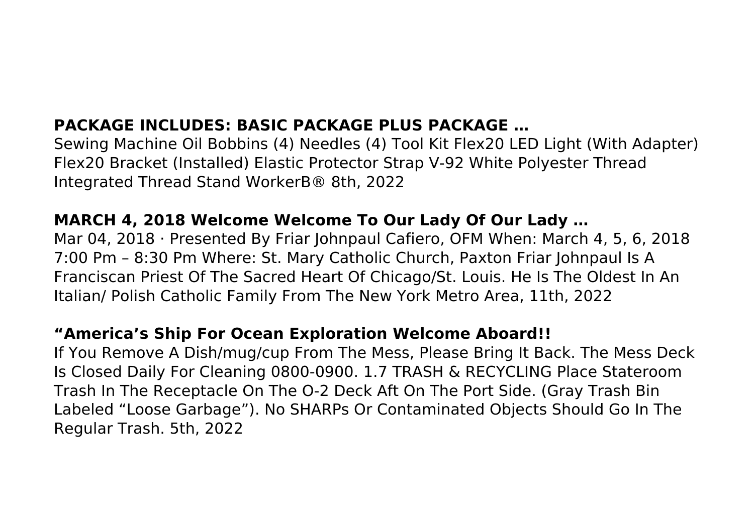### **PACKAGE INCLUDES: BASIC PACKAGE PLUS PACKAGE …**

Sewing Machine Oil Bobbins (4) Needles (4) Tool Kit Flex20 LED Light (With Adapter) Flex20 Bracket (Installed) Elastic Protector Strap V-92 White Polyester Thread Integrated Thread Stand WorkerB® 8th, 2022

### **MARCH 4, 2018 Welcome Welcome To Our Lady Of Our Lady …**

Mar 04, 2018 · Presented By Friar Johnpaul Cafiero, OFM When: March 4, 5, 6, 2018 7:00 Pm – 8:30 Pm Where: St. Mary Catholic Church, Paxton Friar Johnpaul Is A Franciscan Priest Of The Sacred Heart Of Chicago/St. Louis. He Is The Oldest In An Italian/ Polish Catholic Family From The New York Metro Area, 11th, 2022

### **"America's Ship For Ocean Exploration Welcome Aboard!!**

If You Remove A Dish/mug/cup From The Mess, Please Bring It Back. The Mess Deck Is Closed Daily For Cleaning 0800-0900. 1.7 TRASH & RECYCLING Place Stateroom Trash In The Receptacle On The O-2 Deck Aft On The Port Side. (Gray Trash Bin Labeled "Loose Garbage"). No SHARPs Or Contaminated Objects Should Go In The Regular Trash. 5th, 2022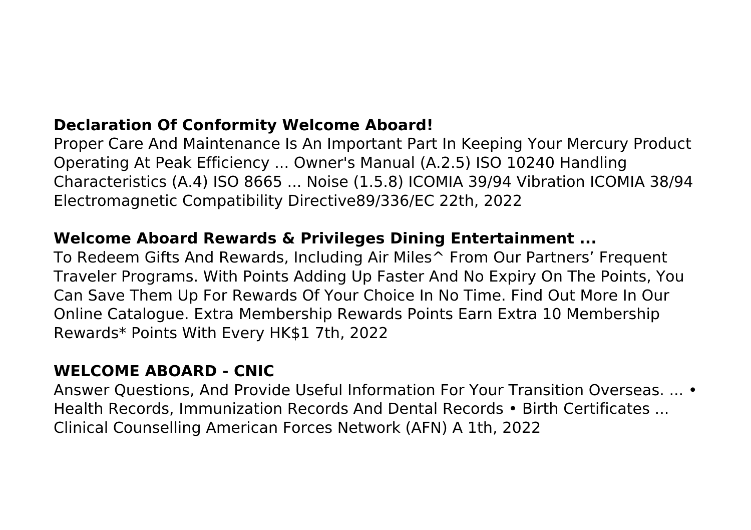## Declaration Of Conformity Welcome Aboard!

Proper Care And Maintenance Is An Important Part In Keeping Your Mercury Product Operating At Peak Efficiency ... Owner's Manual (A.2.5) ISO 10240 Handling Characteristics (A.4) ISO 8665 ... Noise (1.5.8) ICOMIA 39/94 Vibration ICOMIA 38/94 Electromagnetic Compatibility Directive89/336/EC 22th, 2022

## Welcome Aboard Rewards & Privileges Dining Entertainment ...

To Redeem Gifts And Rewards, Including Air Miles^ From Our Partners' Frequent Traveler Programs. With Points Adding Up Faster And No Expiry On The Points, You Can Save Them Up For Rewards Of Your Choice In No Time. Find Out More In Our Online Catalogue. Extra Membership Rewards Points Earn Extra 10 Membership Rewards* Points With Every HK$1 7th, 2022

## WELCOME ABOARD - CNIC

Answer Questions, And Provide Useful Information For Your Transition Overseas. ... • Health Records, Immunization Records And Dental Records • Birth Certificates ... Clinical Counselling American Forces Network (AFN) A 1th, 2022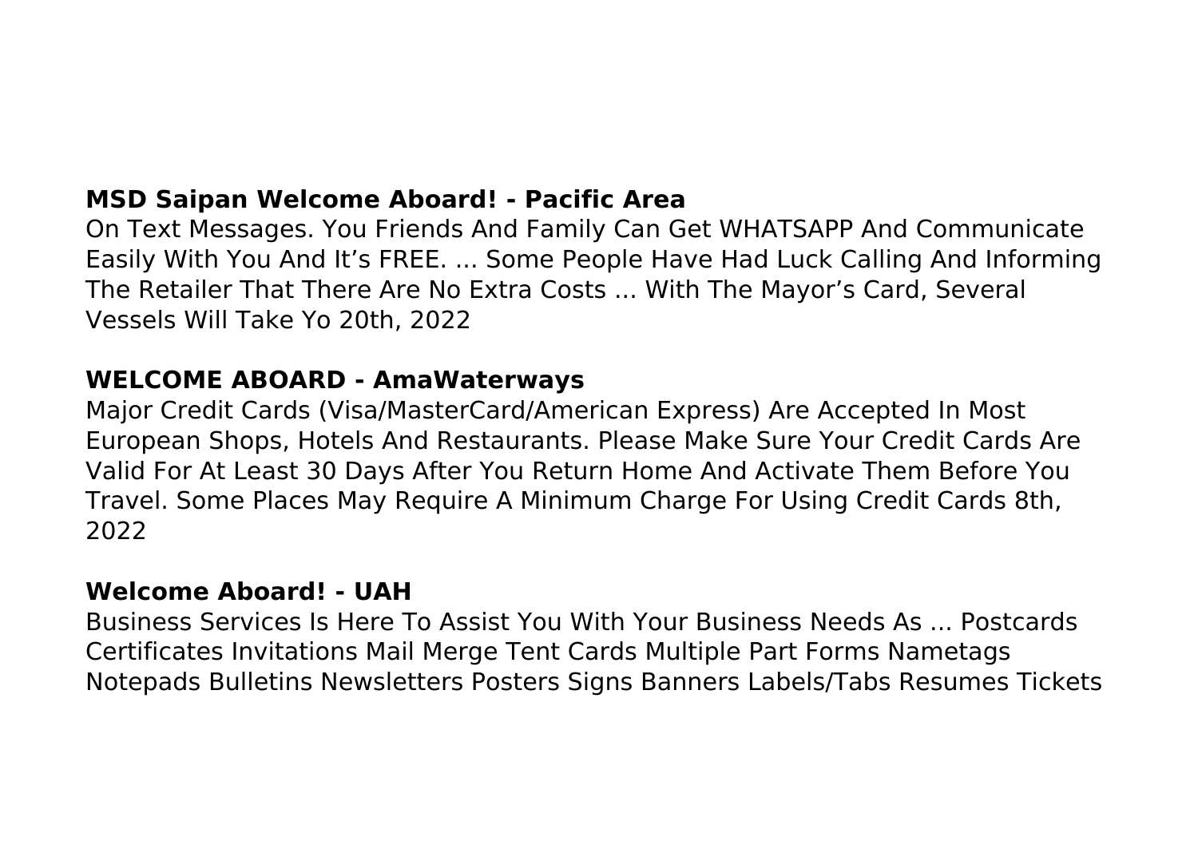**MSD Saipan Welcome Aboard! - Pacific Area**

On Text Messages. You Friends And Family Can Get WHATSAPP And Communicate Easily With You And It's FREE. ... Some People Have Had Luck Calling And Informing The Retailer That There Are No Extra Costs ... With The Mayor's Card, Several Vessels Will Take Yo 20th, 2022

**WELCOME ABOARD - AmaWaterways**

Major Credit Cards (Visa/MasterCard/American Express) Are Accepted In Most European Shops, Hotels And Restaurants. Please Make Sure Your Credit Cards Are Valid For At Least 30 Days After You Return Home And Activate Them Before You Travel. Some Places May Require A Minimum Charge For Using Credit Cards 8th, 2022

**Welcome Aboard! - UAH**

Business Services Is Here To Assist You With Your Business Needs As ... Postcards Certificates Invitations Mail Merge Tent Cards Multiple Part Forms Nametags Notepads Bulletins Newsletters Posters Signs Banners Labels/Tabs Resumes Tickets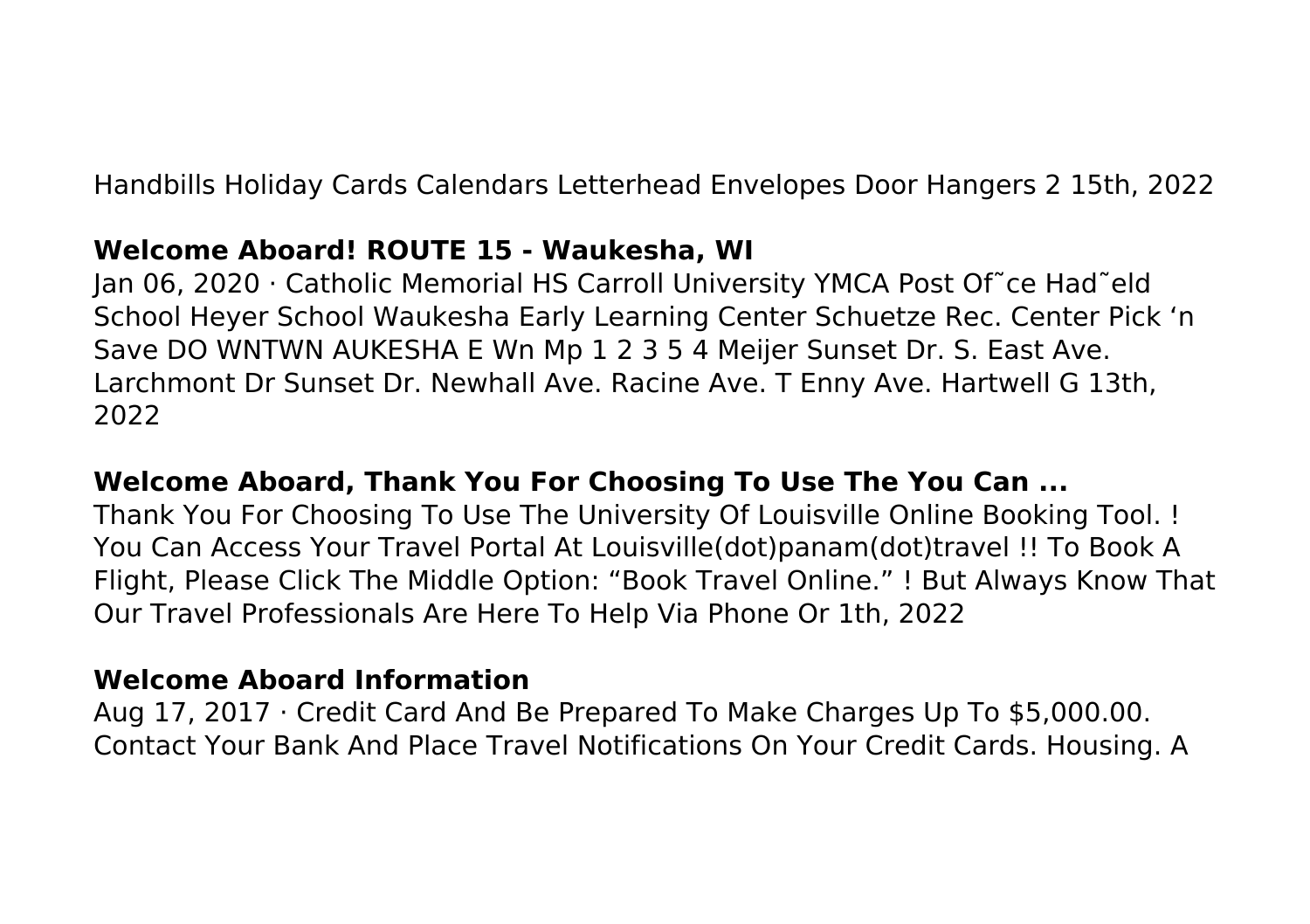Handbills Holiday Cards Calendars Letterhead Envelopes Door Hangers 2 15th, 2022

**Welcome Aboard! ROUTE 15 - Waukesha, WI**

Jan 06, 2020 · Catholic Memorial HS Carroll University YMCA Post Of˜ce Had˜eld School Heyer School Waukesha Early Learning Center Schuetze Rec. Center Pick 'n Save DO WNTWN AUKESHA E Wn Mp 1 2 3 5 4 Meijer Sunset Dr. S. East Ave. Larchmont Dr Sunset Dr. Newhall Ave. Racine Ave. T Enny Ave. Hartwell G 13th, 2022

**Welcome Aboard, Thank You For Choosing To Use The You Can ...**

Thank You For Choosing To Use The University Of Louisville Online Booking Tool. ! You Can Access Your Travel Portal At Louisville(dot)panam(dot)travel !! To Book A Flight, Please Click The Middle Option: "Book Travel Online." ! But Always Know That Our Travel Professionals Are Here To Help Via Phone Or 1th, 2022

**Welcome Aboard Information**

Aug 17, 2017 · Credit Card And Be Prepared To Make Charges Up To $5,000.00. Contact Your Bank And Place Travel Notifications On Your Credit Cards. Housing. A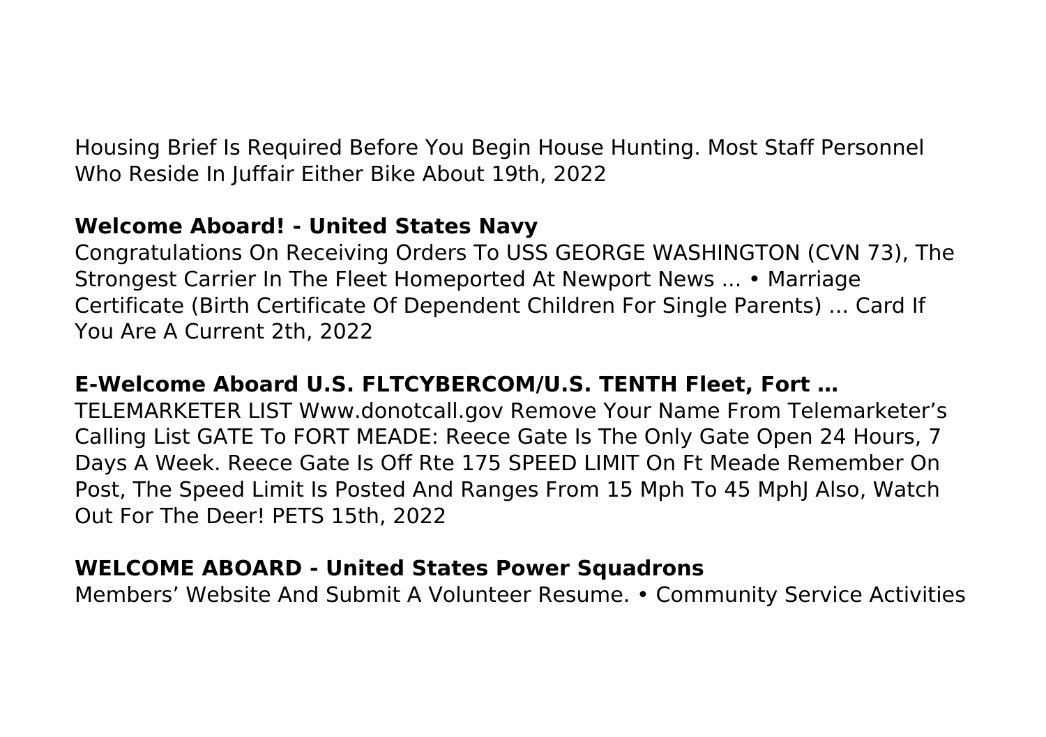Housing Brief Is Required Before You Begin House Hunting. Most Staff Personnel Who Reside In Juffair Either Bike About 19th, 2022

**Welcome Aboard! - United States Navy**

Congratulations On Receiving Orders To USS GEORGE WASHINGTON (CVN 73), The Strongest Carrier In The Fleet Homeported At Newport News ... • Marriage Certificate (Birth Certificate Of Dependent Children For Single Parents) ... Card If You Are A Current 2th, 2022

**E-Welcome Aboard U.S. FLTCYBERCOM/U.S. TENTH Fleet, Fort …**

TELEMARKETER LIST Www.donotcall.gov Remove Your Name From Telemarketer's Calling List GATE To FORT MEADE: Reece Gate Is The Only Gate Open 24 Hours, 7 Days A Week. Reece Gate Is Off Rte 175 SPEED LIMIT On Ft Meade Remember On Post, The Speed Limit Is Posted And Ranges From 15 Mph To 45 MphJ Also, Watch Out For The Deer! PETS 15th, 2022

**WELCOME ABOARD - United States Power Squadrons**

Members' Website And Submit A Volunteer Resume. • Community Service Activities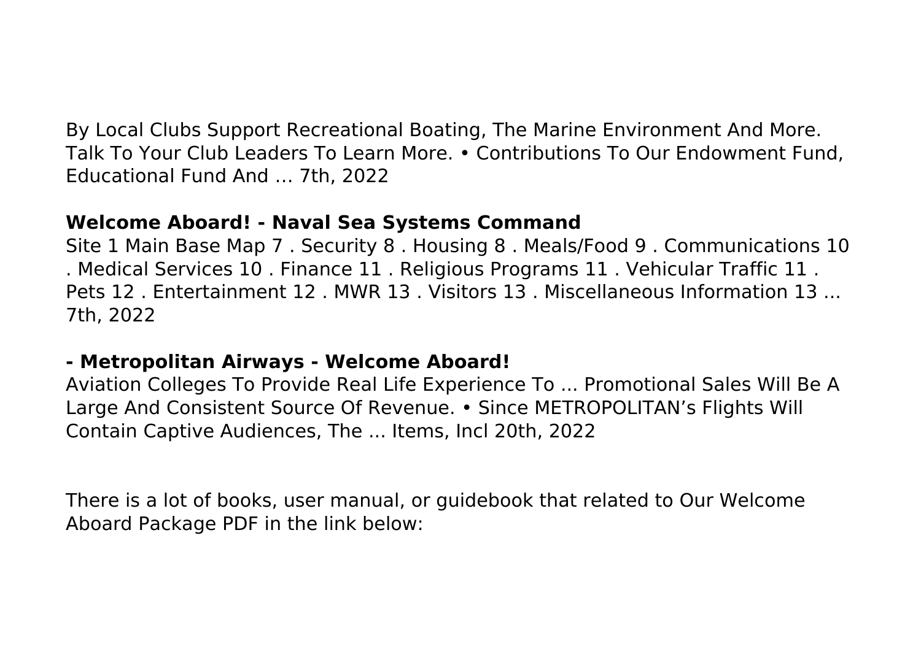By Local Clubs Support Recreational Boating, The Marine Environment And More. Talk To Your Club Leaders To Learn More. • Contributions To Our Endowment Fund, Educational Fund And … 7th, 2022

**Welcome Aboard! - Naval Sea Systems Command**

Site 1 Main Base Map 7 . Security 8 . Housing 8 . Meals/Food 9 . Communications 10 . Medical Services 10 . Finance 11 . Religious Programs 11 . Vehicular Traffic 11 . Pets 12 . Entertainment 12 . MWR 13 . Visitors 13 . Miscellaneous Information 13 ... 7th, 2022

**- Metropolitan Airways - Welcome Aboard!**

Aviation Colleges To Provide Real Life Experience To ... Promotional Sales Will Be A Large And Consistent Source Of Revenue. • Since METROPOLITAN's Flights Will Contain Captive Audiences, The ... Items, Incl 20th, 2022

There is a lot of books, user manual, or guidebook that related to Our Welcome Aboard Package PDF in the link below: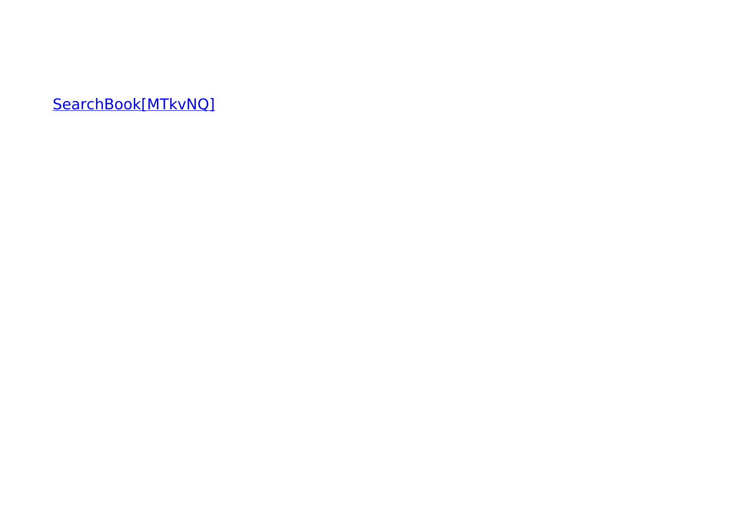SearchBook[MTkvNQ]